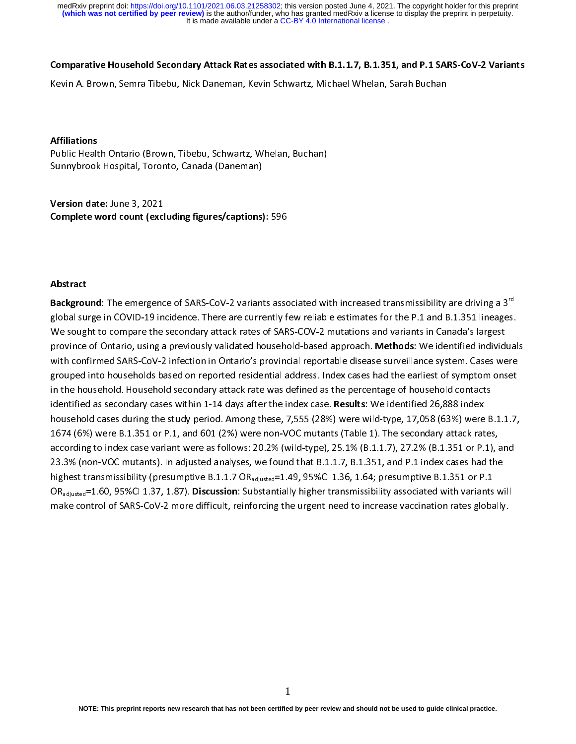# Comparative Household Secondary Attack Rates associated with B.1.1.7, B.1.351, and P.1 SARS-CoV-2 Variants

Kevin A. Brown, Semra Tibebu, Nick Daneman, Kevin Schwartz, Michael Whelan, Sarah Buchan

**Affiliations**

Public Health Ontario (Brown, Tibebu, Schwartz, Whelan, Buchan)
Sunnybrook Hospital, Toronto, Canada (Daneman)

**Version date:** June 3, 2021
**Complete word count (excluding figures/captions):** 596

## Abstract

**Background**: The emergence of SARS-CoV-2 variants associated with increased transmissibility are driving a 3rd global surge in COVID-19 incidence. There are currently few reliable estimates for the P.1 and B.1.351 lineages. We sought to compare the secondary attack rates of SARS-COV-2 mutations and variants in Canada's largest province of Ontario, using a previously validated household-based approach. **Methods**: We identified individuals with confirmed SARS-CoV-2 infection in Ontario's provincial reportable disease surveillance system. Cases were grouped into households based on reported residential address. Index cases had the earliest of symptom onset in the household. Household secondary attack rate was defined as the percentage of household contacts identified as secondary cases within 1-14 days after the index case. **Results**: We identified 26,888 index household cases during the study period. Among these, 7,555 (28%) were wild-type, 17,058 (63%) were B.1.1.7, 1674 (6%) were B.1.351 or P.1, and 601 (2%) were non-VOC mutants (Table 1). The secondary attack rates, according to index case variant were as follows: 20.2% (wild-type), 25.1% (B.1.1.7), 27.2% (B.1.351 or P.1), and 23.3% (non-VOC mutants). In adjusted analyses, we found that B.1.1.7, B.1.351, and P.1 index cases had the highest transmissibility (presumptive B.1.1.7 $OR_{adjusted}$=1.49, 95%CI 1.36, 1.64; presumptive B.1.351 or P.1 $OR_{adjusted}$=1.60, 95%CI 1.37, 1.87). **Discussion**: Substantially higher transmissibility associated with variants will make control of SARS-CoV-2 more difficult, reinforcing the urgent need to increase vaccination rates globally.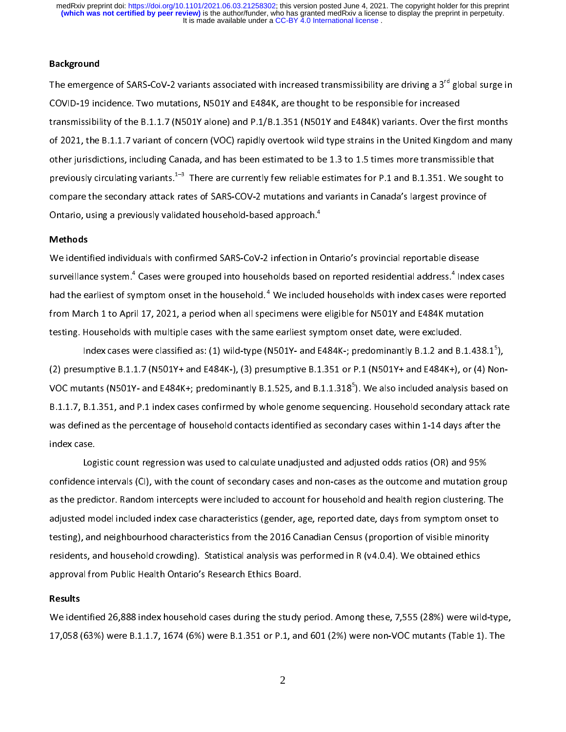## Background

The emergence of SARS-CoV-2 variants associated with increased transmissibility are driving a 3rd global surge in COVID-19 incidence. Two mutations, N501Y and E484K, are thought to be responsible for increased transmissibility of the B.1.1.7 (N501Y alone) and P.1/B.1.351 (N501Y and E484K) variants. Over the first months of 2021, the B.1.1.7 variant of concern (VOC) rapidly overtook wild type strains in the United Kingdom and many other jurisdictions, including Canada, and has been estimated to be 1.3 to 1.5 times more transmissible that previously circulating variants.[1–3] There are currently few reliable estimates for P.1 and B.1.351. We sought to compare the secondary attack rates of SARS-COV-2 mutations and variants in Canada's largest province of Ontario, using a previously validated household-based approach.[4]

## Methods

We identified individuals with confirmed SARS-CoV-2 infection in Ontario's provincial reportable disease surveillance system.[4] Cases were grouped into households based on reported residential address.[4] Index cases had the earliest of symptom onset in the household.[4] We included households with index cases were reported from March 1 to April 17, 2021, a period when all specimens were eligible for N501Y and E484K mutation testing. Households with multiple cases with the same earliest symptom onset date, were excluded.

Index cases were classified as: (1) wild-type (N501Y- and E484K-; predominantly B.1.2 and B.1.438.1[5]), (2) presumptive B.1.1.7 (N501Y+ and E484K-), (3) presumptive B.1.351 or P.1 (N501Y+ and E484K+), or (4) Non-VOC mutants (N501Y- and E484K+; predominantly B.1.525, and B.1.1.318[5]). We also included analysis based on B.1.1.7, B.1.351, and P.1 index cases confirmed by whole genome sequencing. Household secondary attack rate was defined as the percentage of household contacts identified as secondary cases within 1-14 days after the index case.

Logistic count regression was used to calculate unadjusted and adjusted odds ratios (OR) and 95% confidence intervals (CI), with the count of secondary cases and non-cases as the outcome and mutation group as the predictor. Random intercepts were included to account for household and health region clustering. The adjusted model included index case characteristics (gender, age, reported date, days from symptom onset to testing), and neighbourhood characteristics from the 2016 Canadian Census (proportion of visible minority residents, and household crowding). Statistical analysis was performed in R (v4.0.4). We obtained ethics approval from Public Health Ontario's Research Ethics Board.

## Results

We identified 26,888 index household cases during the study period. Among these, 7,555 (28%) were wild-type, 17,058 (63%) were B.1.1.7, 1674 (6%) were B.1.351 or P.1, and 601 (2%) were non-VOC mutants (Table 1). The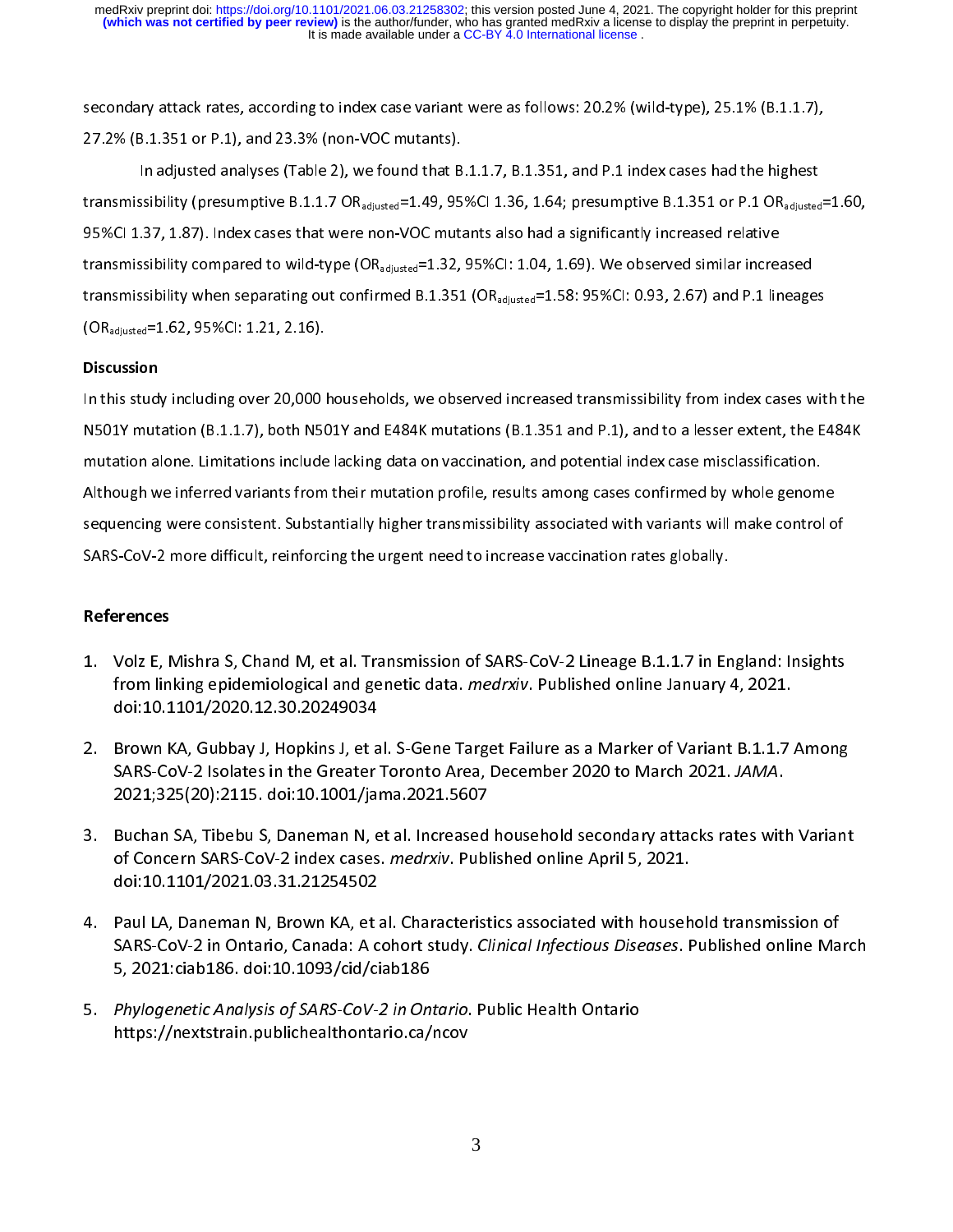secondary attack rates, according to index case variant were as follows: 20.2% (wild-type), 25.1% (B.1.1.7), 27.2% (B.1.351 or P.1), and 23.3% (non-VOC mutants).

In adjusted analyses (Table 2), we found that B.1.1.7, B.1.351, and P.1 index cases had the highest transmissibility (presumptive B.1.1.7 $OR_{adjusted}$=1.49, 95%CI 1.36, 1.64; presumptive B.1.351 or P.1 $OR_{adjusted}$=1.60, 95%CI 1.37, 1.87). Index cases that were non-VOC mutants also had a significantly increased relative transmissibility compared to wild-type ($OR_{adjusted}$=1.32, 95%CI: 1.04, 1.69). We observed similar increased transmissibility when separating out confirmed B.1.351 ($OR_{adjusted}$=1.58: 95%CI: 0.93, 2.67) and P.1 lineages ($OR_{adjusted}$=1.62, 95%CI: 1.21, 2.16).

## Discussion

In this study including over 20,000 households, we observed increased transmissibility from index cases with the N501Y mutation (B.1.1.7), both N501Y and E484K mutations (B.1.351 and P.1), and to a lesser extent, the E484K mutation alone. Limitations include lacking data on vaccination, and potential index case misclassification. Although we inferred variants from their mutation profile, results among cases confirmed by whole genome sequencing were consistent. Substantially higher transmissibility associated with variants will make control of SARS-CoV-2 more difficult, reinforcing the urgent need to increase vaccination rates globally.

## References

1. Volz E, Mishra S, Chand M, et al. Transmission of SARS-CoV-2 Lineage B.1.1.7 in England: Insights from linking epidemiological and genetic data. *medrxiv*. Published online January 4, 2021. doi:10.1101/2020.12.30.20249034

2. Brown KA, Gubbay J, Hopkins J, et al. S-Gene Target Failure as a Marker of Variant B.1.1.7 Among SARS-CoV-2 Isolates in the Greater Toronto Area, December 2020 to March 2021. *JAMA*. 2021;325(20):2115. doi:10.1001/jama.2021.5607

3. Buchan SA, Tibebu S, Daneman N, et al. Increased household secondary attacks rates with Variant of Concern SARS-CoV-2 index cases. *medrxiv*. Published online April 5, 2021. doi:10.1101/2021.03.31.21254502

4. Paul LA, Daneman N, Brown KA, et al. Characteristics associated with household transmission of SARS-CoV-2 in Ontario, Canada: A cohort study. *Clinical Infectious Diseases*. Published online March 5, 2021:ciab186. doi:10.1093/cid/ciab186

5. *Phylogenetic Analysis of SARS-CoV-2 in Ontario*. Public Health Ontario https://nextstrain.publichealthontario.ca/ncov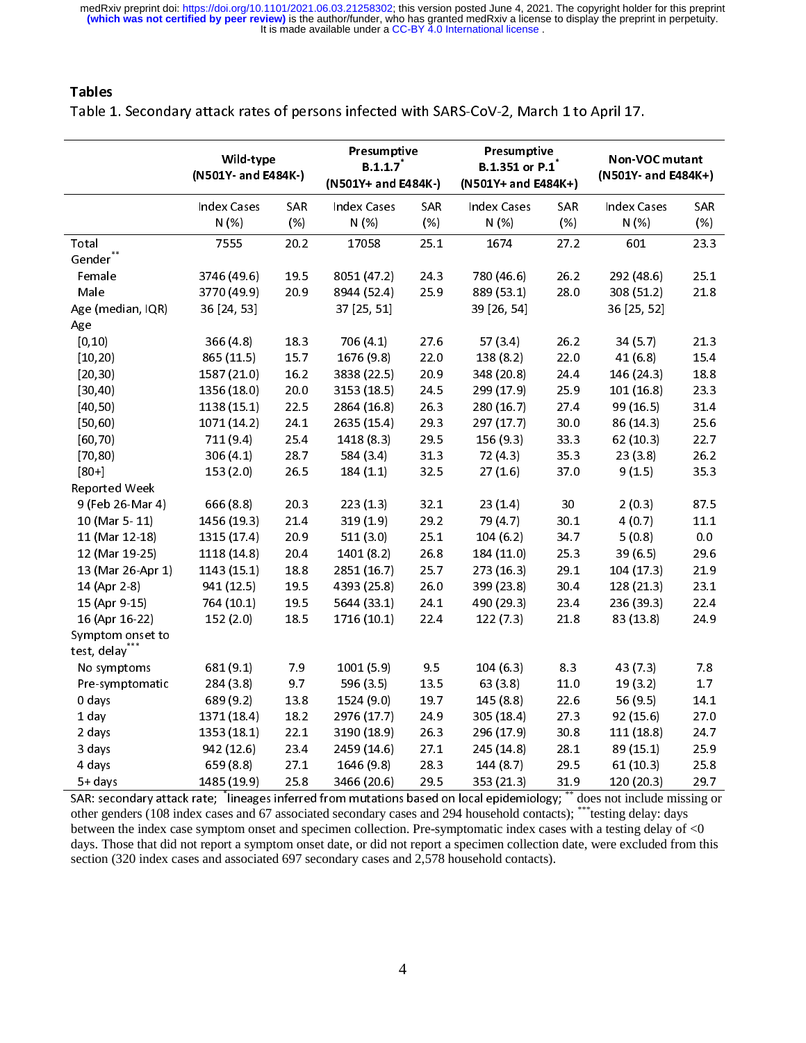## Tables

Table 1. Secondary attack rates of persons infected with SARS-CoV-2, March 1 to April 17.

| | Wild-type (N501Y- and E484K-) | | Presumptive B.1.1.7* (N501Y+ and E484K-) | | Presumptive B.1.351 or P.1* (N501Y+ and E484K+) | | Non-VOC mutant (N501Y- and E484K+) | |
|---|---|---|---|---|---|---|---|---|
| | Index Cases N (%) | SAR (%) | Index Cases N (%) | SAR (%) | Index Cases N (%) | SAR (%) | Index Cases N (%) | SAR (%) |
| Total | 7555 | 20.2 | 17058 | 25.1 | 1674 | 27.2 | 601 | 23.3 |
| Gender** | | | | | | | | |
| Female | 3746 (49.6) | 19.5 | 8051 (47.2) | 24.3 | 780 (46.6) | 26.2 | 292 (48.6) | 25.1 |
| Male | 3770 (49.9) | 20.9 | 8944 (52.4) | 25.9 | 889 (53.1) | 28.0 | 308 (51.2) | 21.8 |
| Age (median, IQR) | 36 [24, 53] | | 37 [25, 51] | | 39 [26, 54] | | 36 [25, 52] | |
| Age | | | | | | | | |
| [0,10) | 366 (4.8) | 18.3 | 706 (4.1) | 27.6 | 57 (3.4) | 26.2 | 34 (5.7) | 21.3 |
| [10,20) | 865 (11.5) | 15.7 | 1676 (9.8) | 22.0 | 138 (8.2) | 22.0 | 41 (6.8) | 15.4 |
| [20,30) | 1587 (21.0) | 16.2 | 3838 (22.5) | 20.9 | 348 (20.8) | 24.4 | 146 (24.3) | 18.8 |
| [30,40) | 1356 (18.0) | 20.0 | 3153 (18.5) | 24.5 | 299 (17.9) | 25.9 | 101 (16.8) | 23.3 |
| [40,50) | 1138 (15.1) | 22.5 | 2864 (16.8) | 26.3 | 280 (16.7) | 27.4 | 99 (16.5) | 31.4 |
| [50,60) | 1071 (14.2) | 24.1 | 2635 (15.4) | 29.3 | 297 (17.7) | 30.0 | 86 (14.3) | 25.6 |
| [60,70) | 711 (9.4) | 25.4 | 1418 (8.3) | 29.5 | 156 (9.3) | 33.3 | 62 (10.3) | 22.7 |
| [70,80) | 306 (4.1) | 28.7 | 584 (3.4) | 31.3 | 72 (4.3) | 35.3 | 23 (3.8) | 26.2 |
| [80+] | 153 (2.0) | 26.5 | 184 (1.1) | 32.5 | 27 (1.6) | 37.0 | 9 (1.5) | 35.3 |
| Reported Week | | | | | | | | |
| 9 (Feb 26-Mar 4) | 666 (8.8) | 20.3 | 223 (1.3) | 32.1 | 23 (1.4) | 30 | 2 (0.3) | 87.5 |
| 10 (Mar 5- 11) | 1456 (19.3) | 21.4 | 319 (1.9) | 29.2 | 79 (4.7) | 30.1 | 4 (0.7) | 11.1 |
| 11 (Mar 12-18) | 1315 (17.4) | 20.9 | 511 (3.0) | 25.1 | 104 (6.2) | 34.7 | 5 (0.8) | 0.0 |
| 12 (Mar 19-25) | 1118 (14.8) | 20.4 | 1401 (8.2) | 26.8 | 184 (11.0) | 25.3 | 39 (6.5) | 29.6 |
| 13 (Mar 26-Apr 1) | 1143 (15.1) | 18.8 | 2851 (16.7) | 25.7 | 273 (16.3) | 29.1 | 104 (17.3) | 21.9 |
| 14 (Apr 2-8) | 941 (12.5) | 19.5 | 4393 (25.8) | 26.0 | 399 (23.8) | 30.4 | 128 (21.3) | 23.1 |
| 15 (Apr 9-15) | 764 (10.1) | 19.5 | 5644 (33.1) | 24.1 | 490 (29.3) | 23.4 | 236 (39.3) | 22.4 |
| 16 (Apr 16-22) | 152 (2.0) | 18.5 | 1716 (10.1) | 22.4 | 122 (7.3) | 21.8 | 83 (13.8) | 24.9 |
| Symptom onset to test, delay*** | | | | | | | | |
| No symptoms | 681 (9.1) | 7.9 | 1001 (5.9) | 9.5 | 104 (6.3) | 8.3 | 43 (7.3) | 7.8 |
| Pre-symptomatic | 284 (3.8) | 9.7 | 596 (3.5) | 13.5 | 63 (3.8) | 11.0 | 19 (3.2) | 1.7 |
| 0 days | 689 (9.2) | 13.8 | 1524 (9.0) | 19.7 | 145 (8.8) | 22.6 | 56 (9.5) | 14.1 |
| 1 day | 1371 (18.4) | 18.2 | 2976 (17.7) | 24.9 | 305 (18.4) | 27.3 | 92 (15.6) | 27.0 |
| 2 days | 1353 (18.1) | 22.1 | 3190 (18.9) | 26.3 | 296 (17.9) | 30.8 | 111 (18.8) | 24.7 |
| 3 days | 942 (12.6) | 23.4 | 2459 (14.6) | 27.1 | 245 (14.8) | 28.1 | 89 (15.1) | 25.9 |
| 4 days | 659 (8.8) | 27.1 | 1646 (9.8) | 28.3 | 144 (8.7) | 29.5 | 61 (10.3) | 25.8 |
| 5+ days | 1485 (19.9) | 25.8 | 3466 (20.6) | 29.5 | 353 (21.3) | 31.9 | 120 (20.3) | 29.7 |

SAR: secondary attack rate; *lineages inferred from mutations based on local epidemiology; ** does not include missing or other genders (108 index cases and 67 associated secondary cases and 294 household contacts); ***testing delay: days between the index case symptom onset and specimen collection. Pre-symptomatic index cases with a testing delay of <0 days. Those that did not report a symptom onset date, or did not report a specimen collection date, were excluded from this section (320 index cases and associated 697 secondary cases and 2,578 household contacts).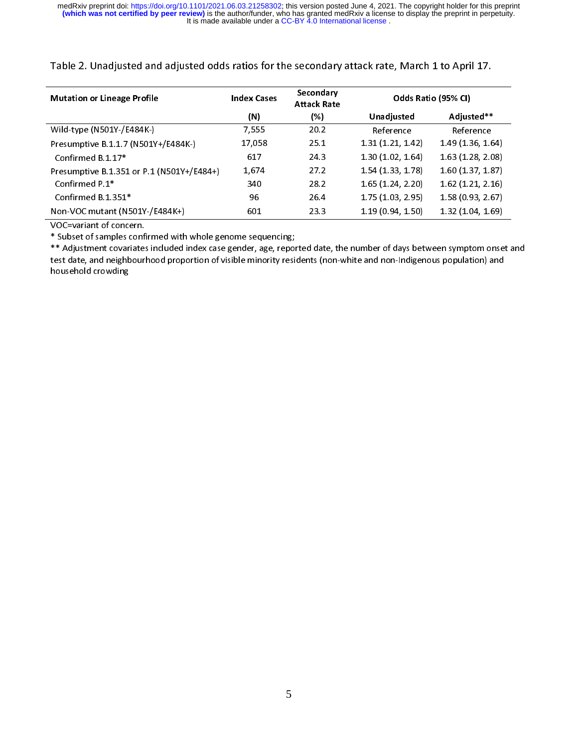Table 2. Unadjusted and adjusted odds ratios for the secondary attack rate, March 1 to April 17.

| Mutation or Lineage Profile | Index Cases | Secondary Attack Rate | Odds Ratio (95% CI) | |
|---|---|---|---|---|
| | (N) | (%) | Unadjusted | Adjusted** |
| Wild-type (N501Y-/E484K-) | 7,555 | 20.2 | Reference | Reference |
| Presumptive B.1.1.7 (N501Y+/E484K-) | 17,058 | 25.1 | 1.31 (1.21, 1.42) | 1.49 (1.36, 1.64) |
| Confirmed B.1.17* | 617 | 24.3 | 1.30 (1.02, 1.64) | 1.63 (1.28, 2.08) |
| Presumptive B.1.351 or P.1 (N501Y+/E484+) | 1,674 | 27.2 | 1.54 (1.33, 1.78) | 1.60 (1.37, 1.87) |
| Confirmed P.1* | 340 | 28.2 | 1.65 (1.24, 2.20) | 1.62 (1.21, 2.16) |
| Confirmed B.1.351* | 96 | 26.4 | 1.75 (1.03, 2.95) | 1.58 (0.93, 2.67) |
| Non-VOC mutant (N501Y-/E484K+) | 601 | 23.3 | 1.19 (0.94, 1.50) | 1.32 (1.04, 1.69) |

VOC=variant of concern.

* Subset of samples confirmed with whole genome sequencing;

** Adjustment covariates included index case gender, age, reported date, the number of days between symptom onset and test date, and neighbourhood proportion of visible minority residents (non-white and non-Indigenous population) and household crowding